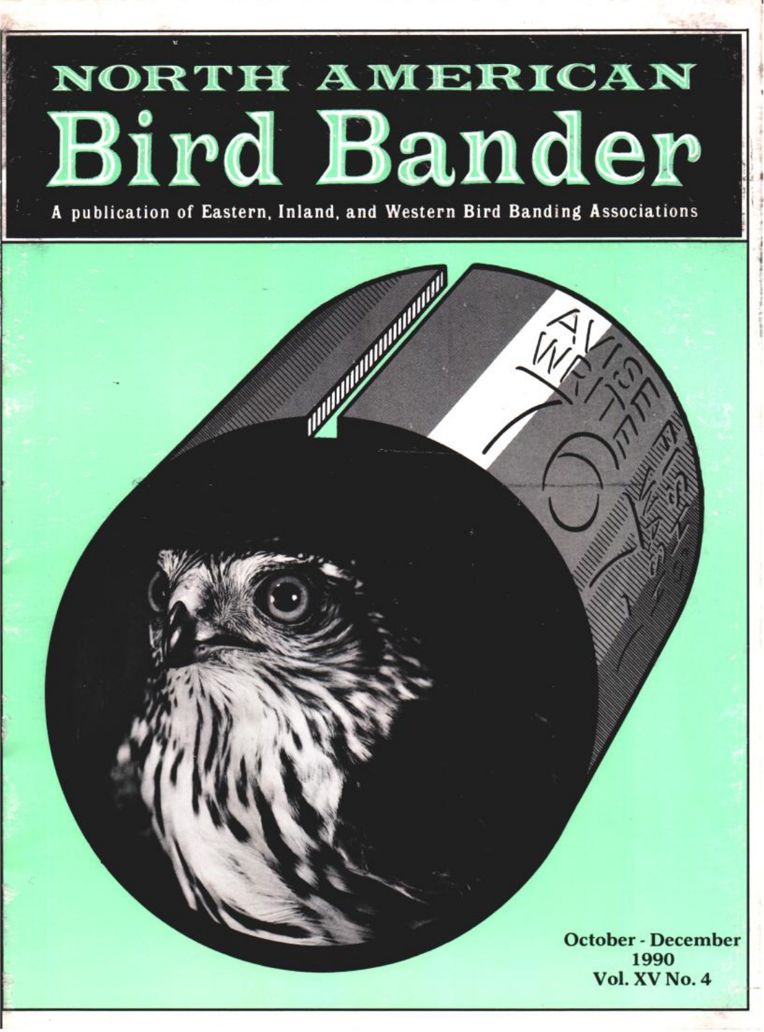# NORTH AMERICAN
# Bird Bander

**A publication of Eastern, Inland, and Western Bird Banding Associations**

**October - December**
**1990**
**Vol. XV No. 4**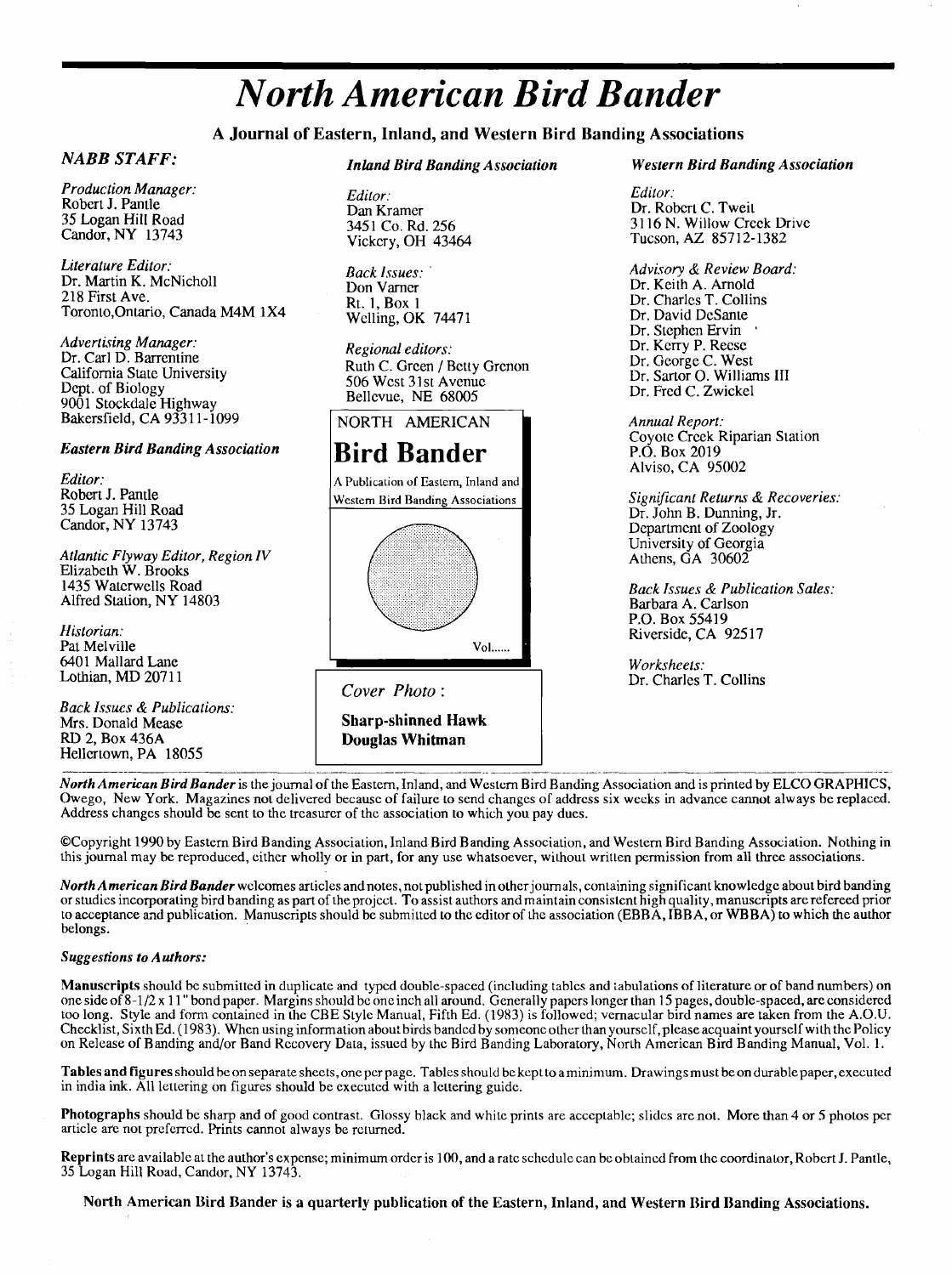# North American Bird Bander

**A Journal of Eastern, Inland, and Western Bird Banding Associations**

### *NABB STAFF:*

*Production Manager:*
Robert J. Pantle
35 Logan Hill Road
Candor, NY 13743

*Literature Editor:*
Dr. Martin K. McNicholl
218 First Ave.
Toronto,Ontario, Canada M4M 1X4

*Advertising Manager:*
Dr. Carl D. Barrentine
California State University
Dept. of Biology
9001 Stockdale Highway
Bakersfield, CA 93311-1099

### *Eastern Bird Banding Association*

*Editor:*
Robert J. Pantle
35 Logan Hill Road
Candor, NY 13743

*Atlantic Flyway Editor, Region IV*
Elizabeth W. Brooks
1435 Waterwells Road
Alfred Station, NY 14803

*Historian:*
Pat Melville
6401 Mallard Lane
Lothian, MD 20711

*Back Issues & Publications:*
Mrs. Donald Mease
RD 2, Box 436A
Hellertown, PA 18055

### *Inland Bird Banding Association*

*Editor:*
Dan Kramer
3451 Co. Rd. 256
Vickery, OH 43464

*Back Issues:*
Don Varner
Rt. 1, Box 1
Welling, OK 74471

*Regional editors:*
Ruth C. Green / Betty Grenon
506 West 31st Avenue
Bellevue, NE 68005

NORTH AMERICAN
**Bird Bander**
A Publication of Eastern, Inland and Western Bird Banding Associations
Vol......

*Cover Photo* :
**Sharp-shinned Hawk**
**Douglas Whitman**

### *Western Bird Banding Association*

*Editor:*
Dr. Robert C. Tweit
3116 N. Willow Creek Drive
Tucson, AZ 85712-1382

*Advisory & Review Board:*
Dr. Keith A. Arnold
Dr. Charles T. Collins
Dr. David DeSante
Dr. Stephen Ervin
Dr. Kerry P. Reese
Dr. George C. West
Dr. Sartor O. Williams III
Dr. Fred C. Zwickel

*Annual Report:*
Coyote Creek Riparian Station
P.O. Box 2019
Alviso, CA 95002

*Significant Returns & Recoveries:*
Dr. John B. Dunning, Jr.
Department of Zoology
University of Georgia
Athens, GA 30602

*Back Issues & Publication Sales:*
Barbara A. Carlson
P.O. Box 55419
Riverside, CA 92517

*Worksheets:*
Dr. Charles T. Collins

---

***North American Bird Bander*** is the journal of the Eastern, Inland, and Western Bird Banding Association and is printed by ELCO GRAPHICS, Owego, New York. Magazines not delivered because of failure to send changes of address six weeks in advance cannot always be replaced. Address changes should be sent to the treasurer of the association to which you pay dues.

©Copyright 1990 by Eastern Bird Banding Association, Inland Bird Banding Association, and Western Bird Banding Association. Nothing in this journal may be reproduced, either wholly or in part, for any use whatsoever, without written permission from all three associations.

***North American Bird Bander*** welcomes articles and notes, not published in other journals, containing significant knowledge about bird banding or studies incorporating bird banding as part of the project. To assist authors and maintain consistent high quality, manuscripts are refereed prior to acceptance and publication. Manuscripts should be submitted to the editor of the association (EBBA, IBBA, or WBBA) to which the author belongs.

### *Suggestions to Authors:*

**Manuscripts** should be submitted in duplicate and typed double-spaced (including tables and tabulations of literature or of band numbers) on one side of 8-1/2 x 11" bond paper. Margins should be one inch all around. Generally papers longer than 15 pages, double-spaced, are considered too long. Style and form contained in the CBE Style Manual, Fifth Ed. (1983) is followed; vernacular bird names are taken from the A.O.U. Checklist, Sixth Ed. (1983). When using information about birds banded by someone other than yourself, please acquaint yourself with the Policy on Release of Banding and/or Band Recovery Data, issued by the Bird Banding Laboratory, North American Bird Banding Manual, Vol. 1.

**Tables and figures** should be on separate sheets, one per page. Tables should be kept to a minimum. Drawings must be on durable paper, executed in india ink. All lettering on figures should be executed with a lettering guide.

**Photographs** should be sharp and of good contrast. Glossy black and white prints are acceptable; slides are not. More than 4 or 5 photos per article are not preferred. Prints cannot always be returned.

**Reprints** are available at the author's expense; minimum order is 100, and a rate schedule can be obtained from the coordinator, Robert J. Pantle, 35 Logan Hill Road, Candor, NY 13743.

**North American Bird Bander is a quarterly publication of the Eastern, Inland, and Western Bird Banding Associations.**